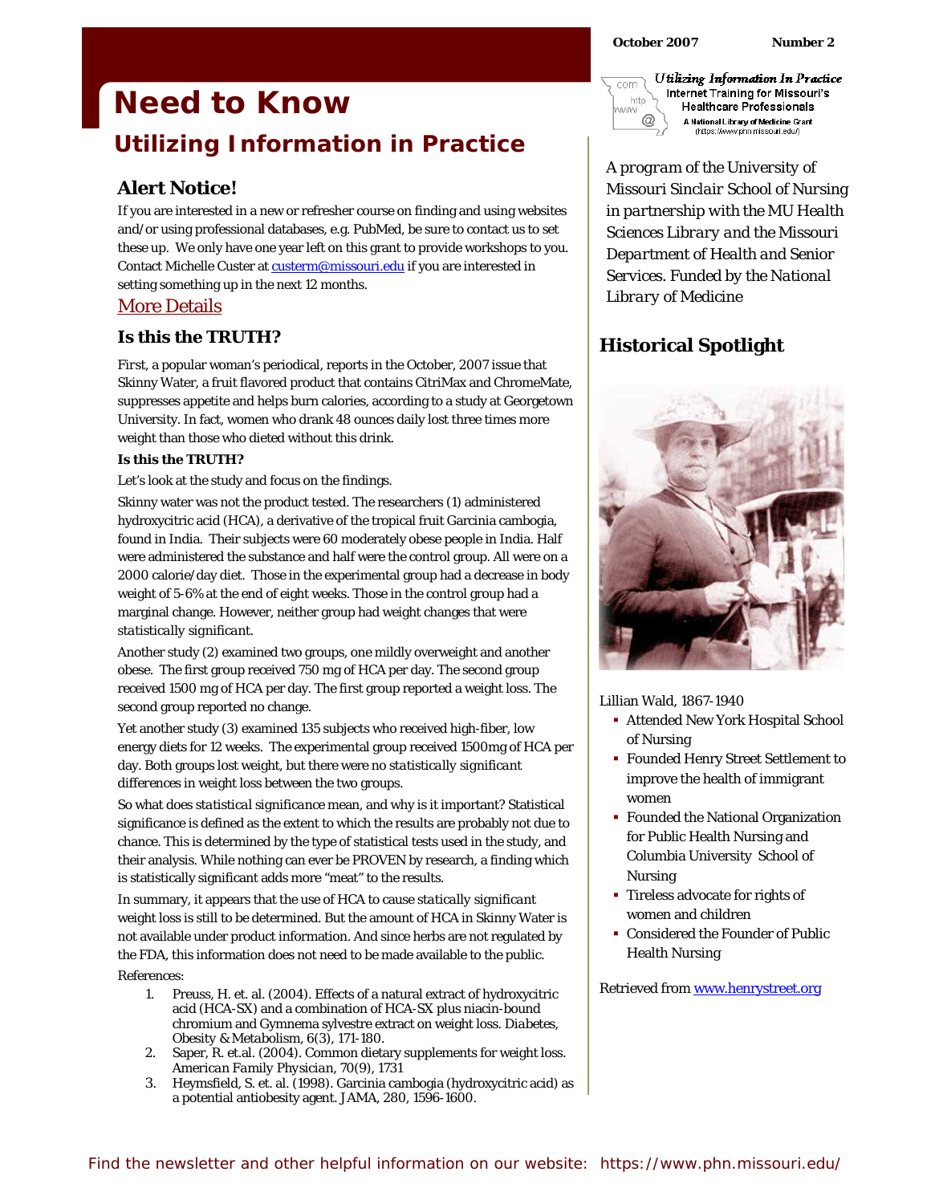October 2007 Number 2

# Need to Know

## Utilizing Information in Practice

### Alert Notice!

If you are interested in a new or refresher course on finding and using websites and/or using professional databases, e.g. PubMed, be sure to contact us to set these up. We only have one year left on this grant to provide workshops to you. Contact Michelle Custer at custerm@missouri.edu if you are interested in setting something up in the next 12 months.

More Details

### Is this the TRUTH?

First, a popular woman's periodical, reports in the October, 2007 issue that Skinny Water, a fruit flavored product that contains CitriMax and ChromeMate, suppresses appetite and helps burn calories, according to a study at Georgetown University. In fact, women who drank 48 ounces daily lost three times more weight than those who dieted without this drink.

**Is this the TRUTH?**

Let's look at the study and focus on the findings.

Skinny water was not the product tested. The researchers (1) administered hydroxycitric acid (HCA), a derivative of the tropical fruit Garcinia cambogia, found in India. Their subjects were 60 moderately obese people in India. Half were administered the substance and half were the control group. All were on a 2000 calorie/day diet. Those in the experimental group had a decrease in body weight of 5-6% at the end of eight weeks. Those in the control group had a marginal change. However, neither group had weight changes that were *statistically significant.*

Another study (2) examined two groups, one mildly overweight and another obese. The first group received 750 mg of HCA per day. The second group received 1500 mg of HCA per day. The first group reported a weight loss. The second group reported no change.

Yet another study (3) examined 135 subjects who received high-fiber, low energy diets for 12 weeks. The experimental group received 1500mg of HCA per day. Both groups lost weight, but there were no *statistically significant* differences in weight loss between the two groups.

So what does *statistical significance* mean, and why is it important? Statistical significance is defined as the extent to which the results are probably not due to chance. This is determined by the type of statistical tests used in the study, and their analysis. While nothing can ever be PROVEN by research, a finding which is statistically significant adds more "meat" to the results.

In summary, it appears that the use of HCA to cause *statically significant* weight loss is still to be determined. But the amount of HCA in Skinny Water is not available under product information. And since herbs are not regulated by the FDA, this information does not need to be made available to the public.

References:

1. Preuss, H. et. al. (2004). Effects of a natural extract of hydroxycitric acid (HCA-SX) and a combination of HCA-SX plus niacin-bound chromium and Gymnema sylvestre extract on weight loss. *Diabetes, Obesity & Metabolism, 6*(3), 171-180.
2. Saper, R. et.al. (2004). Common dietary supplements for weight loss. *American Family Physician, 70*(9), 1731
3. Heymsfield, S. et. al. (1998). Garcinia cambogia (hydroxycitric acid) as a potential antiobesity agent. JAMA, 280, 1596-1600.

*Utilizing Information In Practice*
Internet Training for Missouri's Healthcare Professionals
A National Library of Medicine Grant
(https://www.phn.missouri.edu/)

*A program of the University of Missouri Sinclair School of Nursing in partnership with the MU Health Sciences Library and the Missouri Department of Health and Senior Services. Funded by the National Library of Medicine*

### Historical Spotlight

Lillian Wald, 1867-1940

- Attended New York Hospital School of Nursing
- Founded Henry Street Settlement to improve the health of immigrant women
- Founded the National Organization for Public Health Nursing and Columbia University School of Nursing
- Tireless advocate for rights of women and children
- Considered the Founder of Public Health Nursing

Retrieved from www.henrystreet.org

Find the newsletter and other helpful information on our website: https://www.phn.missouri.edu/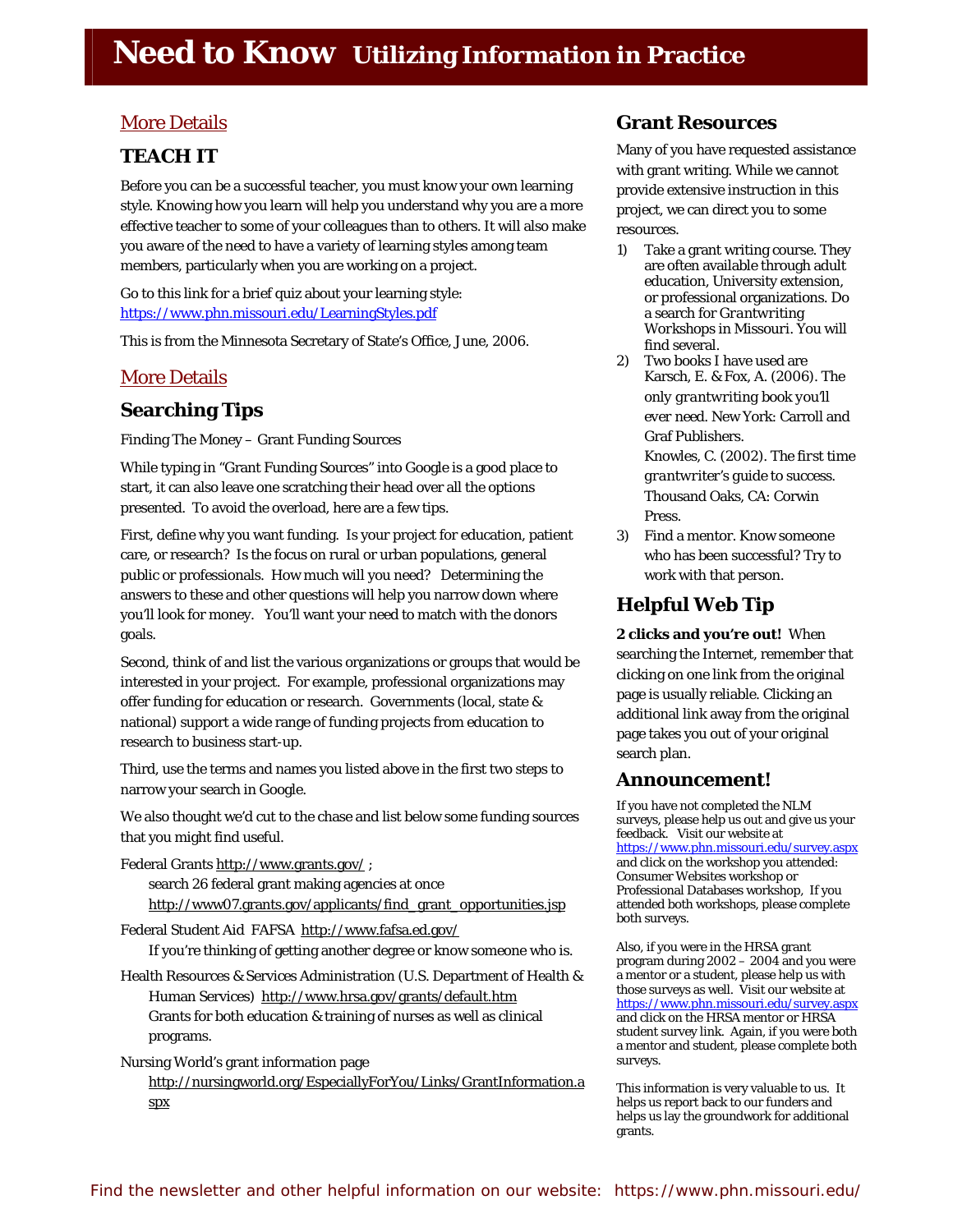# Need to Know Utilizing Information in Practice

More Details

## TEACH IT

Before you can be a successful teacher, you must know your own learning style. Knowing how you learn will help you understand why you are a more effective teacher to some of your colleagues than to others. It will also make you aware of the need to have a variety of learning styles among team members, particularly when you are working on a project.

Go to this link for a brief quiz about your learning style: https://www.phn.missouri.edu/LearningStyles.pdf

This is from the Minnesota Secretary of State's Office, June, 2006.

More Details

## Searching Tips

Finding The Money – Grant Funding Sources

While typing in "Grant Funding Sources" into Google is a good place to start, it can also leave one scratching their head over all the options presented. To avoid the overload, here are a few tips.

First, define why you want funding. Is your project for education, patient care, or research? Is the focus on rural or urban populations, general public or professionals. How much will you need? Determining the answers to these and other questions will help you narrow down where you'll look for money. You'll want your need to match with the donors goals.

Second, think of and list the various organizations or groups that would be interested in your project. For example, professional organizations may offer funding for education or research. Governments (local, state & national) support a wide range of funding projects from education to research to business start-up.

Third, use the terms and names you listed above in the first two steps to narrow your search in Google.

We also thought we'd cut to the chase and list below some funding sources that you might find useful.

Federal Grants http://www.grants.gov/ ;
search 26 federal grant making agencies at once
http://www07.grants.gov/applicants/find_grant_opportunities.jsp

Federal Student Aid FAFSA http://www.fafsa.ed.gov/
If you're thinking of getting another degree or know someone who is.

Health Resources & Services Administration (U.S. Department of Health & Human Services) http://www.hrsa.gov/grants/default.htm
Grants for both education & training of nurses as well as clinical programs.

Nursing World's grant information page
http://nursingworld.org/EspeciallyForYou/Links/GrantInformation.aspx

## Grant Resources

Many of you have requested assistance with grant writing. While we cannot provide extensive instruction in this project, we can direct you to some resources.

1) Take a grant writing course. They are often available through adult education, University extension, or professional organizations. Do a search for *Grantwriting Workshops in Missouri*. You will find several.
2) Two books I have used are Karsch, E. & Fox, A. (2006). *The only grantwriting book you'll ever need*. New York: Carroll and Graf Publishers.
   Knowles, C. (2002). *The first time grantwriter's guide to success*. Thousand Oaks, CA: Corwin Press.
3) Find a mentor. Know someone who has been successful? Try to work with that person.

## Helpful Web Tip

**2 clicks and you're out!** When searching the Internet, remember that clicking on one link from the original page is usually reliable. Clicking an additional link away from the original page takes you out of your original search plan.

## Announcement!

If you have not completed the NLM surveys, please help us out and give us your feedback. Visit our website at https://www.phn.missouri.edu/survey.aspx and click on the workshop you attended: Consumer Websites workshop or Professional Databases workshop, If you attended both workshops, please complete both surveys.

Also, if you were in the HRSA grant program during 2002 – 2004 and you were a mentor or a student, please help us with those surveys as well. Visit our website at https://www.phn.missouri.edu/survey.aspx and click on the HRSA mentor or HRSA student survey link. Again, if you were both a mentor and student, please complete both surveys.

This information is very valuable to us. It helps us report back to our funders and helps us lay the groundwork for additional grants.

Find the newsletter and other helpful information on our website: https://www.phn.missouri.edu/